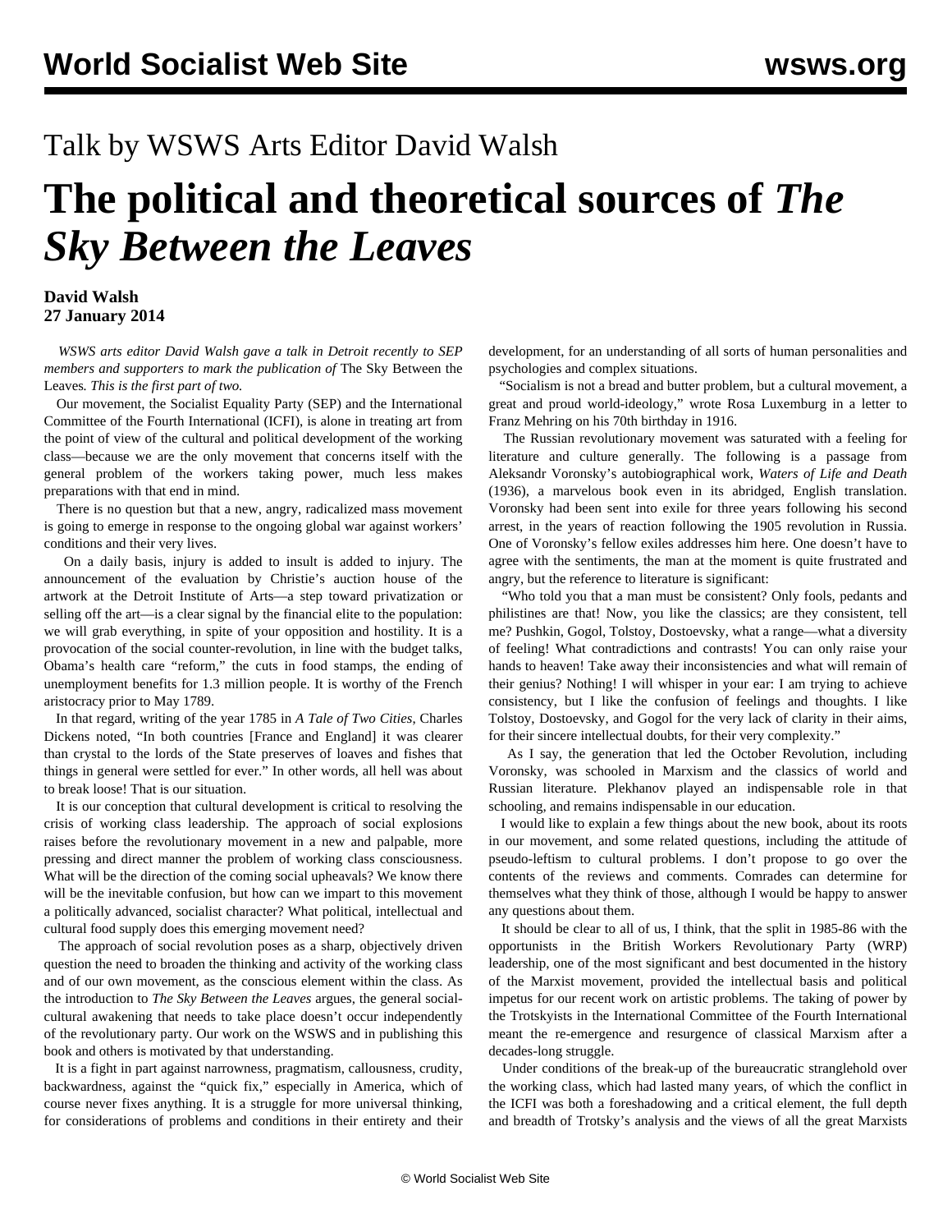Talk by WSWS Arts Editor David Walsh

# The political and theoretical sources of *The Sky Between the Leaves*

**David Walsh**
**27 January 2014**

*WSWS arts editor David Walsh gave a talk in Detroit recently to SEP members and supporters to mark the publication of* The Sky Between the Leaves*. This is the first part of two.*

Our movement, the Socialist Equality Party (SEP) and the International Committee of the Fourth International (ICFI), is alone in treating art from the point of view of the cultural and political development of the working class—because we are the only movement that concerns itself with the general problem of the workers taking power, much less makes preparations with that end in mind.

There is no question but that a new, angry, radicalized mass movement is going to emerge in response to the ongoing global war against workers' conditions and their very lives.

On a daily basis, injury is added to insult is added to injury. The announcement of the evaluation by Christie's auction house of the artwork at the Detroit Institute of Arts—a step toward privatization or selling off the art—is a clear signal by the financial elite to the population: we will grab everything, in spite of your opposition and hostility. It is a provocation of the social counter-revolution, in line with the budget talks, Obama's health care "reform," the cuts in food stamps, the ending of unemployment benefits for 1.3 million people. It is worthy of the French aristocracy prior to May 1789.

In that regard, writing of the year 1785 in *A Tale of Two Cities*, Charles Dickens noted, "In both countries [France and England] it was clearer than crystal to the lords of the State preserves of loaves and fishes that things in general were settled for ever." In other words, all hell was about to break loose! That is our situation.

It is our conception that cultural development is critical to resolving the crisis of working class leadership. The approach of social explosions raises before the revolutionary movement in a new and palpable, more pressing and direct manner the problem of working class consciousness. What will be the direction of the coming social upheavals? We know there will be the inevitable confusion, but how can we impart to this movement a politically advanced, socialist character? What political, intellectual and cultural food supply does this emerging movement need?

The approach of social revolution poses as a sharp, objectively driven question the need to broaden the thinking and activity of the working class and of our own movement, as the conscious element within the class. As the introduction to *The Sky Between the Leaves* argues, the general social-cultural awakening that needs to take place doesn't occur independently of the revolutionary party. Our work on the WSWS and in publishing this book and others is motivated by that understanding.

It is a fight in part against narrowness, pragmatism, callousness, crudity, backwardness, against the "quick fix," especially in America, which of course never fixes anything. It is a struggle for more universal thinking, for considerations of problems and conditions in their entirety and their development, for an understanding of all sorts of human personalities and psychologies and complex situations.

"Socialism is not a bread and butter problem, but a cultural movement, a great and proud world-ideology," wrote Rosa Luxemburg in a letter to Franz Mehring on his 70th birthday in 1916.

The Russian revolutionary movement was saturated with a feeling for literature and culture generally. The following is a passage from Aleksandr Voronsky's autobiographical work, *Waters of Life and Death* (1936), a marvelous book even in its abridged, English translation. Voronsky had been sent into exile for three years following his second arrest, in the years of reaction following the 1905 revolution in Russia. One of Voronsky's fellow exiles addresses him here. One doesn't have to agree with the sentiments, the man at the moment is quite frustrated and angry, but the reference to literature is significant:

"Who told you that a man must be consistent? Only fools, pedants and philistines are that! Now, you like the classics; are they consistent, tell me? Pushkin, Gogol, Tolstoy, Dostoevsky, what a range—what a diversity of feeling! What contradictions and contrasts! You can only raise your hands to heaven! Take away their inconsistencies and what will remain of their genius? Nothing! I will whisper in your ear: I am trying to achieve consistency, but I like the confusion of feelings and thoughts. I like Tolstoy, Dostoevsky, and Gogol for the very lack of clarity in their aims, for their sincere intellectual doubts, for their very complexity."

As I say, the generation that led the October Revolution, including Voronsky, was schooled in Marxism and the classics of world and Russian literature. Plekhanov played an indispensable role in that schooling, and remains indispensable in our education.

I would like to explain a few things about the new book, about its roots in our movement, and some related questions, including the attitude of pseudo-leftism to cultural problems. I don't propose to go over the contents of the reviews and comments. Comrades can determine for themselves what they think of those, although I would be happy to answer any questions about them.

It should be clear to all of us, I think, that the split in 1985-86 with the opportunists in the British Workers Revolutionary Party (WRP) leadership, one of the most significant and best documented in the history of the Marxist movement, provided the intellectual basis and political impetus for our recent work on artistic problems. The taking of power by the Trotskyists in the International Committee of the Fourth International meant the re-emergence and resurgence of classical Marxism after a decades-long struggle.

Under conditions of the break-up of the bureaucratic stranglehold over the working class, which had lasted many years, of which the conflict in the ICFI was both a foreshadowing and a critical element, the full depth and breadth of Trotsky's analysis and the views of all the great Marxists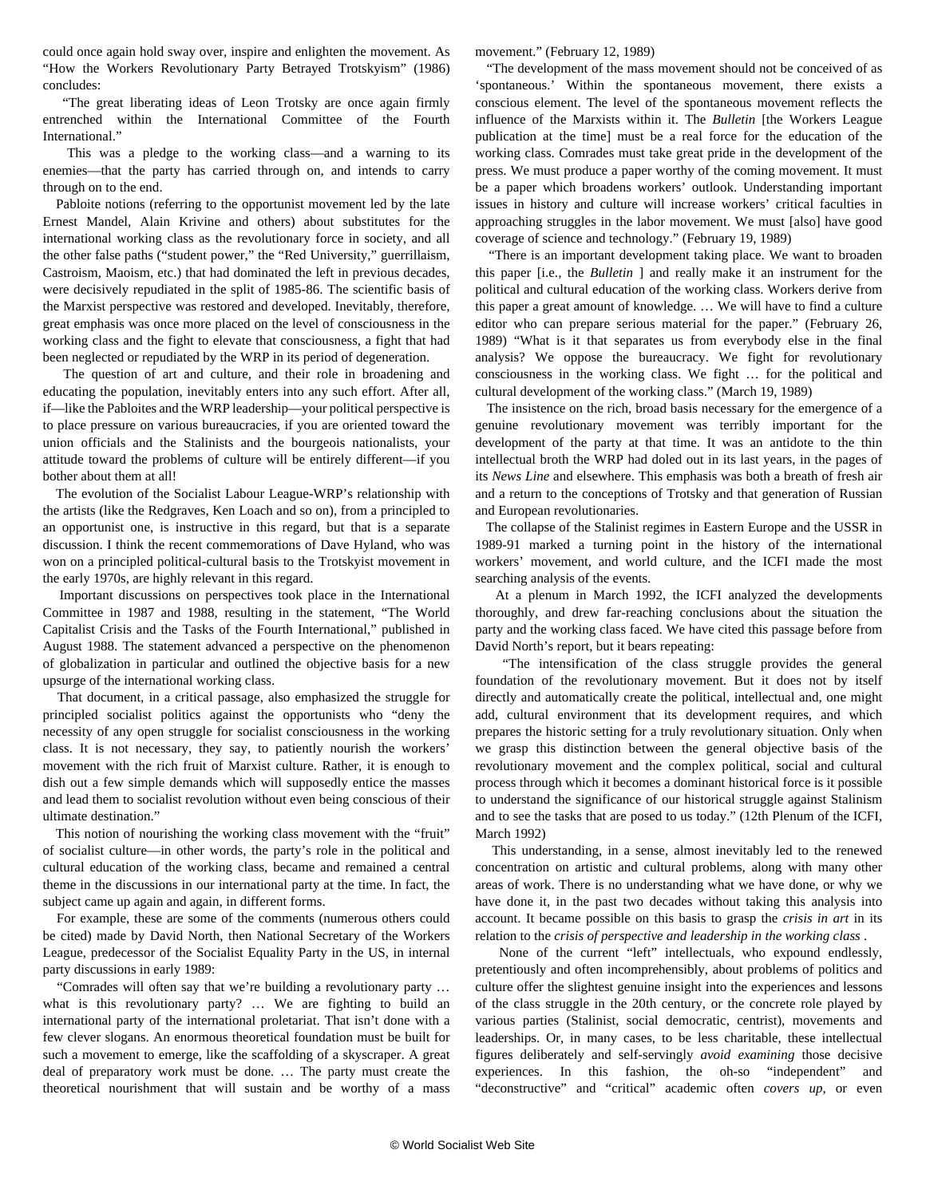could once again hold sway over, inspire and enlighten the movement. As "How the Workers Revolutionary Party Betrayed Trotskyism" (1986) concludes:

"The great liberating ideas of Leon Trotsky are once again firmly entrenched within the International Committee of the Fourth International."

This was a pledge to the working class—and a warning to its enemies—that the party has carried through on, and intends to carry through on to the end.

Pabloite notions (referring to the opportunist movement led by the late Ernest Mandel, Alain Krivine and others) about substitutes for the international working class as the revolutionary force in society, and all the other false paths ("student power," the "Red University," guerrillaism, Castroism, Maoism, etc.) that had dominated the left in previous decades, were decisively repudiated in the split of 1985-86. The scientific basis of the Marxist perspective was restored and developed. Inevitably, therefore, great emphasis was once more placed on the level of consciousness in the working class and the fight to elevate that consciousness, a fight that had been neglected or repudiated by the WRP in its period of degeneration.

The question of art and culture, and their role in broadening and educating the population, inevitably enters into any such effort. After all, if—like the Pabloites and the WRP leadership—your political perspective is to place pressure on various bureaucracies, if you are oriented toward the union officials and the Stalinists and the bourgeois nationalists, your attitude toward the problems of culture will be entirely different—if you bother about them at all!

The evolution of the Socialist Labour League-WRP's relationship with the artists (like the Redgraves, Ken Loach and so on), from a principled to an opportunist one, is instructive in this regard, but that is a separate discussion. I think the recent commemorations of Dave Hyland, who was won on a principled political-cultural basis to the Trotskyist movement in the early 1970s, are highly relevant in this regard.

Important discussions on perspectives took place in the International Committee in 1987 and 1988, resulting in the statement, "The World Capitalist Crisis and the Tasks of the Fourth International," published in August 1988. The statement advanced a perspective on the phenomenon of globalization in particular and outlined the objective basis for a new upsurge of the international working class.

That document, in a critical passage, also emphasized the struggle for principled socialist politics against the opportunists who "deny the necessity of any open struggle for socialist consciousness in the working class. It is not necessary, they say, to patiently nourish the workers' movement with the rich fruit of Marxist culture. Rather, it is enough to dish out a few simple demands which will supposedly entice the masses and lead them to socialist revolution without even being conscious of their ultimate destination."

This notion of nourishing the working class movement with the "fruit" of socialist culture—in other words, the party's role in the political and cultural education of the working class, became and remained a central theme in the discussions in our international party at the time. In fact, the subject came up again and again, in different forms.

For example, these are some of the comments (numerous others could be cited) made by David North, then National Secretary of the Workers League, predecessor of the Socialist Equality Party in the US, in internal party discussions in early 1989:

"Comrades will often say that we're building a revolutionary party … what is this revolutionary party? … We are fighting to build an international party of the international proletariat. That isn't done with a few clever slogans. An enormous theoretical foundation must be built for such a movement to emerge, like the scaffolding of a skyscraper. A great deal of preparatory work must be done. … The party must create the theoretical nourishment that will sustain and be worthy of a mass movement." (February 12, 1989)

"The development of the mass movement should not be conceived of as 'spontaneous.' Within the spontaneous movement, there exists a conscious element. The level of the spontaneous movement reflects the influence of the Marxists within it. The *Bulletin* [the Workers League publication at the time] must be a real force for the education of the working class. Comrades must take great pride in the development of the press. We must produce a paper worthy of the coming movement. It must be a paper which broadens workers' outlook. Understanding important issues in history and culture will increase workers' critical faculties in approaching struggles in the labor movement. We must [also] have good coverage of science and technology." (February 19, 1989)

"There is an important development taking place. We want to broaden this paper [i.e., the *Bulletin* ] and really make it an instrument for the political and cultural education of the working class. Workers derive from this paper a great amount of knowledge. … We will have to find a culture editor who can prepare serious material for the paper." (February 26, 1989) "What is it that separates us from everybody else in the final analysis? We oppose the bureaucracy. We fight for revolutionary consciousness in the working class. We fight … for the political and cultural development of the working class." (March 19, 1989)

The insistence on the rich, broad basis necessary for the emergence of a genuine revolutionary movement was terribly important for the development of the party at that time. It was an antidote to the thin intellectual broth the WRP had doled out in its last years, in the pages of its *News Line* and elsewhere. This emphasis was both a breath of fresh air and a return to the conceptions of Trotsky and that generation of Russian and European revolutionaries.

The collapse of the Stalinist regimes in Eastern Europe and the USSR in 1989-91 marked a turning point in the history of the international workers' movement, and world culture, and the ICFI made the most searching analysis of the events.

At a plenum in March 1992, the ICFI analyzed the developments thoroughly, and drew far-reaching conclusions about the situation the party and the working class faced. We have cited this passage before from David North's report, but it bears repeating:

"The intensification of the class struggle provides the general foundation of the revolutionary movement. But it does not by itself directly and automatically create the political, intellectual and, one might add, cultural environment that its development requires, and which prepares the historic setting for a truly revolutionary situation. Only when we grasp this distinction between the general objective basis of the revolutionary movement and the complex political, social and cultural process through which it becomes a dominant historical force is it possible to understand the significance of our historical struggle against Stalinism and to see the tasks that are posed to us today." (12th Plenum of the ICFI, March 1992)

This understanding, in a sense, almost inevitably led to the renewed concentration on artistic and cultural problems, along with many other areas of work. There is no understanding what we have done, or why we have done it, in the past two decades without taking this analysis into account. It became possible on this basis to grasp the *crisis in art* in its relation to the *crisis of perspective and leadership in the working class* .

None of the current "left" intellectuals, who expound endlessly, pretentiously and often incomprehensibly, about problems of politics and culture offer the slightest genuine insight into the experiences and lessons of the class struggle in the 20th century, or the concrete role played by various parties (Stalinist, social democratic, centrist), movements and leaderships. Or, in many cases, to be less charitable, these intellectual figures deliberately and self-servingly *avoid examining* those decisive experiences. In this fashion, the oh-so "independent" and "deconstructive" and "critical" academic often *covers up*, or even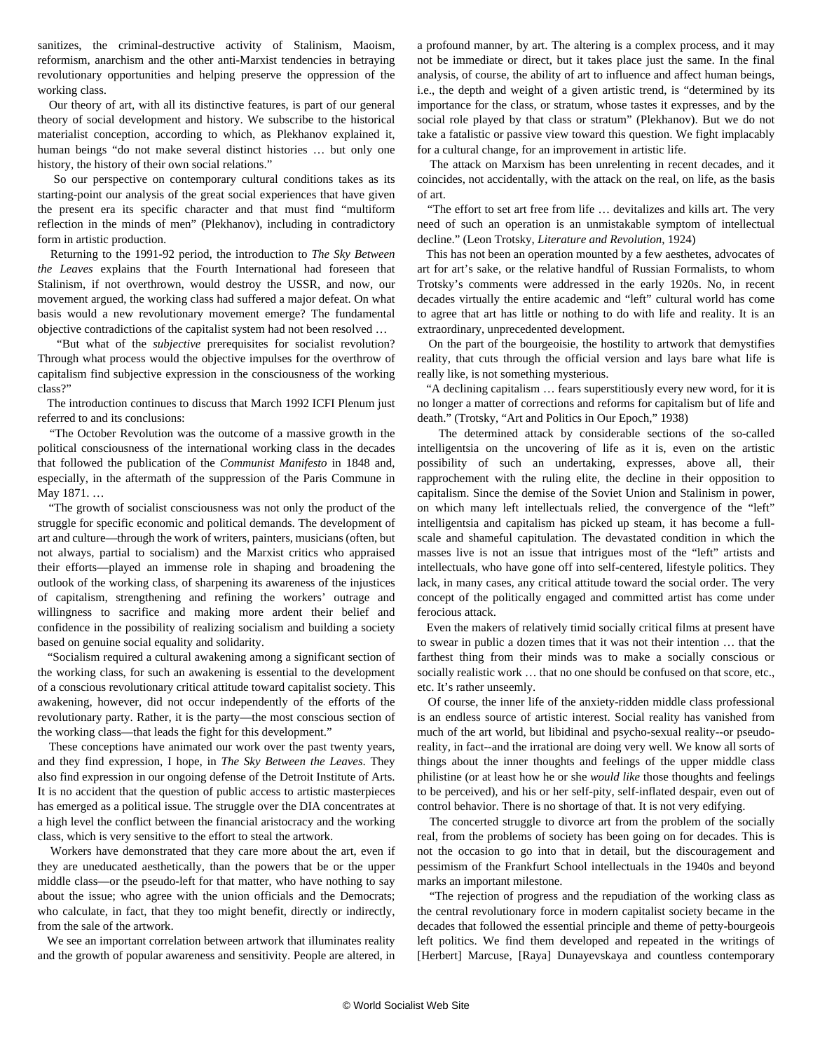sanitizes, the criminal-destructive activity of Stalinism, Maoism, reformism, anarchism and the other anti-Marxist tendencies in betraying revolutionary opportunities and helping preserve the oppression of the working class.

Our theory of art, with all its distinctive features, is part of our general theory of social development and history. We subscribe to the historical materialist conception, according to which, as Plekhanov explained it, human beings "do not make several distinct histories … but only one history, the history of their own social relations."

So our perspective on contemporary cultural conditions takes as its starting-point our analysis of the great social experiences that have given the present era its specific character and that must find "multiform reflection in the minds of men" (Plekhanov), including in contradictory form in artistic production.

Returning to the 1991-92 period, the introduction to *The Sky Between the Leaves* explains that the Fourth International had foreseen that Stalinism, if not overthrown, would destroy the USSR, and now, our movement argued, the working class had suffered a major defeat. On what basis would a new revolutionary movement emerge? The fundamental objective contradictions of the capitalist system had not been resolved …

"But what of the *subjective* prerequisites for socialist revolution? Through what process would the objective impulses for the overthrow of capitalism find subjective expression in the consciousness of the working class?"

The introduction continues to discuss that March 1992 ICFI Plenum just referred to and its conclusions:

"The October Revolution was the outcome of a massive growth in the political consciousness of the international working class in the decades that followed the publication of the *Communist Manifesto* in 1848 and, especially, in the aftermath of the suppression of the Paris Commune in May 1871. …

"The growth of socialist consciousness was not only the product of the struggle for specific economic and political demands. The development of art and culture—through the work of writers, painters, musicians (often, but not always, partial to socialism) and the Marxist critics who appraised their efforts—played an immense role in shaping and broadening the outlook of the working class, of sharpening its awareness of the injustices of capitalism, strengthening and refining the workers' outrage and willingness to sacrifice and making more ardent their belief and confidence in the possibility of realizing socialism and building a society based on genuine social equality and solidarity.

"Socialism required a cultural awakening among a significant section of the working class, for such an awakening is essential to the development of a conscious revolutionary critical attitude toward capitalist society. This awakening, however, did not occur independently of the efforts of the revolutionary party. Rather, it is the party—the most conscious section of the working class—that leads the fight for this development."

These conceptions have animated our work over the past twenty years, and they find expression, I hope, in *The Sky Between the Leaves*. They also find expression in our ongoing defense of the Detroit Institute of Arts. It is no accident that the question of public access to artistic masterpieces has emerged as a political issue. The struggle over the DIA concentrates at a high level the conflict between the financial aristocracy and the working class, which is very sensitive to the effort to steal the artwork.

Workers have demonstrated that they care more about the art, even if they are uneducated aesthetically, than the powers that be or the upper middle class—or the pseudo-left for that matter, who have nothing to say about the issue; who agree with the union officials and the Democrats; who calculate, in fact, that they too might benefit, directly or indirectly, from the sale of the artwork.

We see an important correlation between artwork that illuminates reality and the growth of popular awareness and sensitivity. People are altered, in a profound manner, by art. The altering is a complex process, and it may not be immediate or direct, but it takes place just the same. In the final analysis, of course, the ability of art to influence and affect human beings, i.e., the depth and weight of a given artistic trend, is "determined by its importance for the class, or stratum, whose tastes it expresses, and by the social role played by that class or stratum" (Plekhanov). But we do not take a fatalistic or passive view toward this question. We fight implacably for a cultural change, for an improvement in artistic life.

The attack on Marxism has been unrelenting in recent decades, and it coincides, not accidentally, with the attack on the real, on life, as the basis of art.

"The effort to set art free from life … devitalizes and kills art. The very need of such an operation is an unmistakable symptom of intellectual decline." (Leon Trotsky, *Literature and Revolution*, 1924)

This has not been an operation mounted by a few aesthetes, advocates of art for art's sake, or the relative handful of Russian Formalists, to whom Trotsky's comments were addressed in the early 1920s. No, in recent decades virtually the entire academic and "left" cultural world has come to agree that art has little or nothing to do with life and reality. It is an extraordinary, unprecedented development.

On the part of the bourgeoisie, the hostility to artwork that demystifies reality, that cuts through the official version and lays bare what life is really like, is not something mysterious.

"A declining capitalism … fears superstitiously every new word, for it is no longer a matter of corrections and reforms for capitalism but of life and death." (Trotsky, "Art and Politics in Our Epoch," 1938)

The determined attack by considerable sections of the so-called intelligentsia on the uncovering of life as it is, even on the artistic possibility of such an undertaking, expresses, above all, their rapprochement with the ruling elite, the decline in their opposition to capitalism. Since the demise of the Soviet Union and Stalinism in power, on which many left intellectuals relied, the convergence of the "left" intelligentsia and capitalism has picked up steam, it has become a full-scale and shameful capitulation. The devastated condition in which the masses live is not an issue that intrigues most of the "left" artists and intellectuals, who have gone off into self-centered, lifestyle politics. They lack, in many cases, any critical attitude toward the social order. The very concept of the politically engaged and committed artist has come under ferocious attack.

Even the makers of relatively timid socially critical films at present have to swear in public a dozen times that it was not their intention … that the farthest thing from their minds was to make a socially conscious or socially realistic work … that no one should be confused on that score, etc., etc. It's rather unseemly.

Of course, the inner life of the anxiety-ridden middle class professional is an endless source of artistic interest. Social reality has vanished from much of the art world, but libidinal and psycho-sexual reality--or pseudo-reality, in fact--and the irrational are doing very well. We know all sorts of things about the inner thoughts and feelings of the upper middle class philistine (or at least how he or she *would like* those thoughts and feelings to be perceived), and his or her self-pity, self-inflated despair, even out of control behavior. There is no shortage of that. It is not very edifying.

The concerted struggle to divorce art from the problem of the socially real, from the problems of society has been going on for decades. This is not the occasion to go into that in detail, but the discouragement and pessimism of the Frankfurt School intellectuals in the 1940s and beyond marks an important milestone.

"The rejection of progress and the repudiation of the working class as the central revolutionary force in modern capitalist society became in the decades that followed the essential principle and theme of petty-bourgeois left politics. We find them developed and repeated in the writings of [Herbert] Marcuse, [Raya] Dunayevskaya and countless contemporary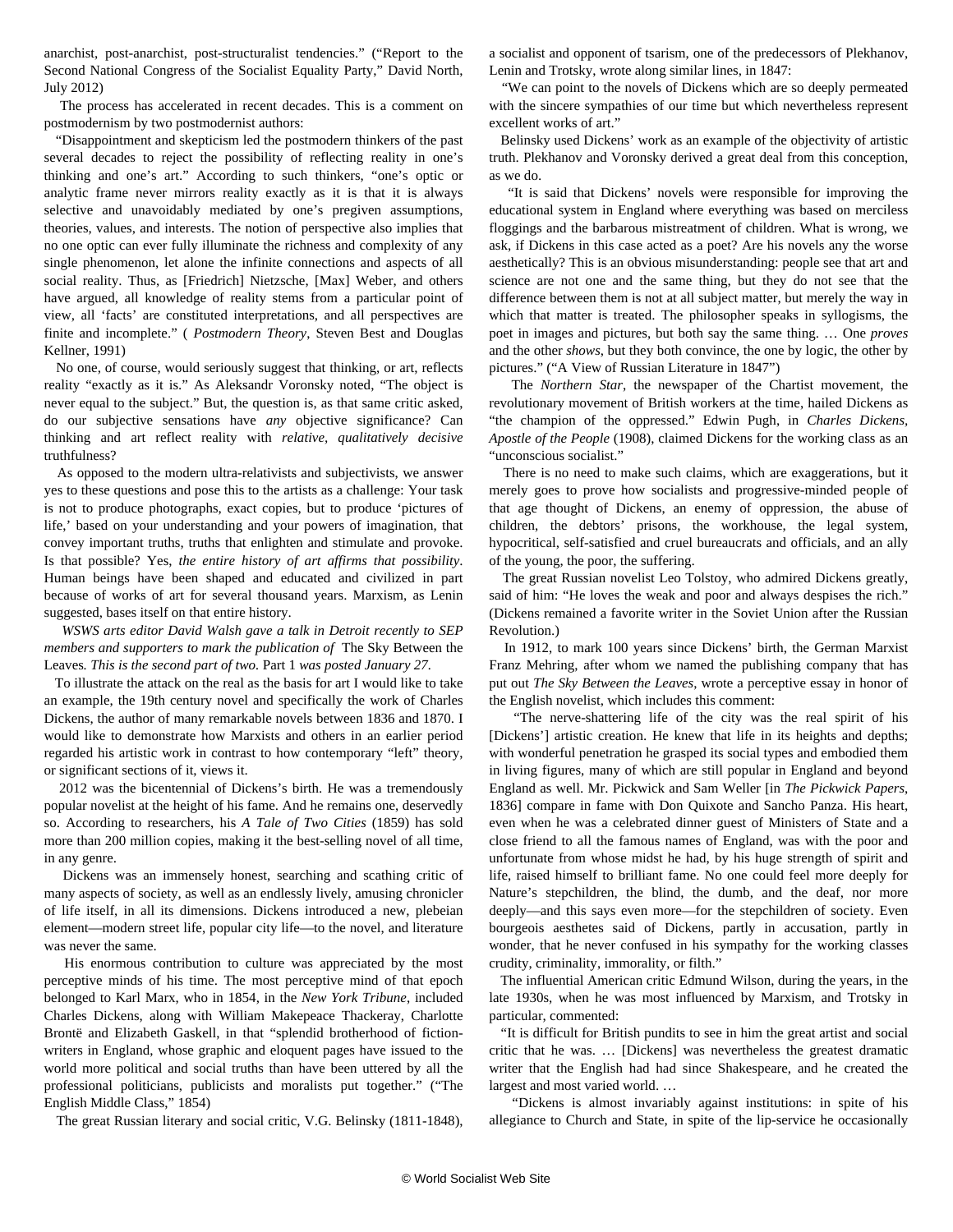anarchist, post-anarchist, post-structuralist tendencies." ("Report to the Second National Congress of the Socialist Equality Party," David North, July 2012)

The process has accelerated in recent decades. This is a comment on postmodernism by two postmodernist authors:

"Disappointment and skepticism led the postmodern thinkers of the past several decades to reject the possibility of reflecting reality in one's thinking and one's art." According to such thinkers, "one's optic or analytic frame never mirrors reality exactly as it is that it is always selective and unavoidably mediated by one's pregiven assumptions, theories, values, and interests. The notion of perspective also implies that no one optic can ever fully illuminate the richness and complexity of any single phenomenon, let alone the infinite connections and aspects of all social reality. Thus, as [Friedrich] Nietzsche, [Max] Weber, and others have argued, all knowledge of reality stems from a particular point of view, all 'facts' are constituted interpretations, and all perspectives are finite and incomplete." ( *Postmodern Theory*, Steven Best and Douglas Kellner, 1991)

No one, of course, would seriously suggest that thinking, or art, reflects reality "exactly as it is." As Aleksandr Voronsky noted, "The object is never equal to the subject." But, the question is, as that same critic asked, do our subjective sensations have *any* objective significance? Can thinking and art reflect reality with *relative, qualitatively decisive* truthfulness?

As opposed to the modern ultra-relativists and subjectivists, we answer yes to these questions and pose this to the artists as a challenge: Your task is not to produce photographs, exact copies, but to produce 'pictures of life,' based on your understanding and your powers of imagination, that convey important truths, truths that enlighten and stimulate and provoke. Is that possible? Yes, *the entire history of art affirms that possibility*. Human beings have been shaped and educated and civilized in part because of works of art for several thousand years. Marxism, as Lenin suggested, bases itself on that entire history.

*WSWS arts editor David Walsh gave a talk in Detroit recently to SEP members and supporters to mark the publication of* The Sky Between the Leaves*. This is the second part of two.* Part 1 *was posted January 27.*

To illustrate the attack on the real as the basis for art I would like to take an example, the 19th century novel and specifically the work of Charles Dickens, the author of many remarkable novels between 1836 and 1870. I would like to demonstrate how Marxists and others in an earlier period regarded his artistic work in contrast to how contemporary "left" theory, or significant sections of it, views it.

2012 was the bicentennial of Dickens's birth. He was a tremendously popular novelist at the height of his fame. And he remains one, deservedly so. According to researchers, his *A Tale of Two Cities* (1859) has sold more than 200 million copies, making it the best-selling novel of all time, in any genre.

Dickens was an immensely honest, searching and scathing critic of many aspects of society, as well as an endlessly lively, amusing chronicler of life itself, in all its dimensions. Dickens introduced a new, plebeian element—modern street life, popular city life—to the novel, and literature was never the same.

His enormous contribution to culture was appreciated by the most perceptive minds of his time. The most perceptive mind of that epoch belonged to Karl Marx, who in 1854, in the *New York Tribune*, included Charles Dickens, along with William Makepeace Thackeray, Charlotte Brontë and Elizabeth Gaskell, in that "splendid brotherhood of fiction-writers in England, whose graphic and eloquent pages have issued to the world more political and social truths than have been uttered by all the professional politicians, publicists and moralists put together." ("The English Middle Class," 1854)

The great Russian literary and social critic, V.G. Belinsky (1811-1848), a socialist and opponent of tsarism, one of the predecessors of Plekhanov, Lenin and Trotsky, wrote along similar lines, in 1847:

"We can point to the novels of Dickens which are so deeply permeated with the sincere sympathies of our time but which nevertheless represent excellent works of art."

Belinsky used Dickens' work as an example of the objectivity of artistic truth. Plekhanov and Voronsky derived a great deal from this conception, as we do.

"It is said that Dickens' novels were responsible for improving the educational system in England where everything was based on merciless floggings and the barbarous mistreatment of children. What is wrong, we ask, if Dickens in this case acted as a poet? Are his novels any the worse aesthetically? This is an obvious misunderstanding: people see that art and science are not one and the same thing, but they do not see that the difference between them is not at all subject matter, but merely the way in which that matter is treated. The philosopher speaks in syllogisms, the poet in images and pictures, but both say the same thing. … One *proves* and the other *shows*, but they both convince, the one by logic, the other by pictures." ("A View of Russian Literature in 1847")

The *Northern Star*, the newspaper of the Chartist movement, the revolutionary movement of British workers at the time, hailed Dickens as "the champion of the oppressed." Edwin Pugh, in *Charles Dickens, Apostle of the People* (1908), claimed Dickens for the working class as an "unconscious socialist."

There is no need to make such claims, which are exaggerations, but it merely goes to prove how socialists and progressive-minded people of that age thought of Dickens, an enemy of oppression, the abuse of children, the debtors' prisons, the workhouse, the legal system, hypocritical, self-satisfied and cruel bureaucrats and officials, and an ally of the young, the poor, the suffering.

The great Russian novelist Leo Tolstoy, who admired Dickens greatly, said of him: "He loves the weak and poor and always despises the rich." (Dickens remained a favorite writer in the Soviet Union after the Russian Revolution.)

In 1912, to mark 100 years since Dickens' birth, the German Marxist Franz Mehring, after whom we named the publishing company that has put out *The Sky Between the Leaves*, wrote a perceptive essay in honor of the English novelist, which includes this comment:

"The nerve-shattering life of the city was the real spirit of his [Dickens'] artistic creation. He knew that life in its heights and depths; with wonderful penetration he grasped its social types and embodied them in living figures, many of which are still popular in England and beyond England as well. Mr. Pickwick and Sam Weller [in *The Pickwick Papers*, 1836] compare in fame with Don Quixote and Sancho Panza. His heart, even when he was a celebrated dinner guest of Ministers of State and a close friend to all the famous names of England, was with the poor and unfortunate from whose midst he had, by his huge strength of spirit and life, raised himself to brilliant fame. No one could feel more deeply for Nature's stepchildren, the blind, the dumb, and the deaf, nor more deeply—and this says even more—for the stepchildren of society. Even bourgeois aesthetes said of Dickens, partly in accusation, partly in wonder, that he never confused in his sympathy for the working classes crudity, criminality, immorality, or filth."

The influential American critic Edmund Wilson, during the years, in the late 1930s, when he was most influenced by Marxism, and Trotsky in particular, commented:

"It is difficult for British pundits to see in him the great artist and social critic that he was. … [Dickens] was nevertheless the greatest dramatic writer that the English had had since Shakespeare, and he created the largest and most varied world. …

"Dickens is almost invariably against institutions: in spite of his allegiance to Church and State, in spite of the lip-service he occasionally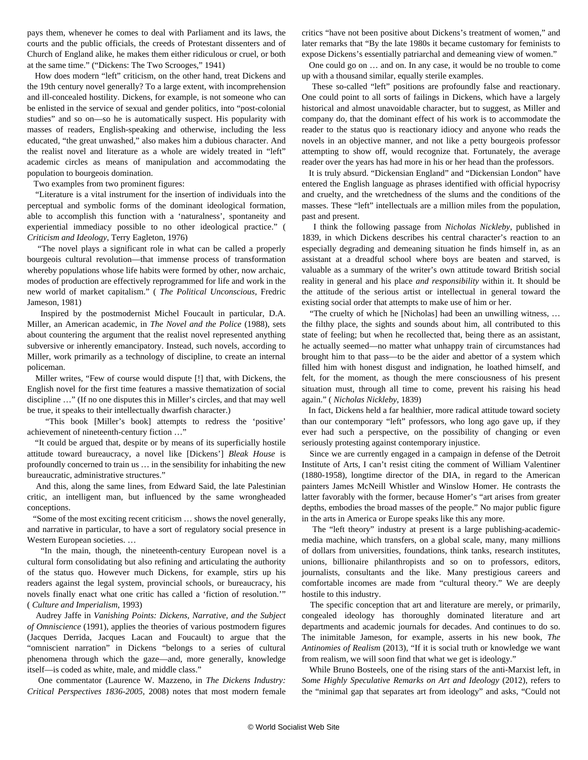pays them, whenever he comes to deal with Parliament and its laws, the courts and the public officials, the creeds of Protestant dissenters and of Church of England alike, he makes them either ridiculous or cruel, or both at the same time." ("Dickens: The Two Scrooges," 1941)

How does modern "left" criticism, on the other hand, treat Dickens and the 19th century novel generally? To a large extent, with incomprehension and ill-concealed hostility. Dickens, for example, is not someone who can be enlisted in the service of sexual and gender politics, into "post-colonial studies" and so on—so he is automatically suspect. His popularity with masses of readers, English-speaking and otherwise, including the less educated, "the great unwashed," also makes him a dubious character. And the realist novel and literature as a whole are widely treated in "left" academic circles as means of manipulation and accommodating the population to bourgeois domination.

Two examples from two prominent figures:

"Literature is a vital instrument for the insertion of individuals into the perceptual and symbolic forms of the dominant ideological formation, able to accomplish this function with a 'naturalness', spontaneity and experiential immediacy possible to no other ideological practice." ( *Criticism and Ideology*, Terry Eagleton, 1976)

"The novel plays a significant role in what can be called a properly bourgeois cultural revolution—that immense process of transformation whereby populations whose life habits were formed by other, now archaic, modes of production are effectively reprogrammed for life and work in the new world of market capitalism." ( *The Political Unconscious*, Fredric Jameson, 1981)

Inspired by the postmodernist Michel Foucault in particular, D.A. Miller, an American academic, in *The Novel and the Police* (1988), sets about countering the argument that the realist novel represented anything subversive or inherently emancipatory. Instead, such novels, according to Miller, work primarily as a technology of discipline, to create an internal policeman.

Miller writes, "Few of course would dispute [!] that, with Dickens, the English novel for the first time features a massive thematization of social discipline …" (If no one disputes this in Miller's circles, and that may well be true, it speaks to their intellectually dwarfish character.)

"This book [Miller's book] attempts to redress the 'positive' achievement of nineteenth-century fiction …"

"It could be argued that, despite or by means of its superficially hostile attitude toward bureaucracy, a novel like [Dickens'] *Bleak House* is profoundly concerned to train us … in the sensibility for inhabiting the new bureaucratic, administrative structures."

And this, along the same lines, from Edward Said, the late Palestinian critic, an intelligent man, but influenced by the same wrongheaded conceptions.

"Some of the most exciting recent criticism … shows the novel generally, and narrative in particular, to have a sort of regulatory social presence in Western European societies. …

"In the main, though, the nineteenth-century European novel is a cultural form consolidating but also refining and articulating the authority of the status quo. However much Dickens, for example, stirs up his readers against the legal system, provincial schools, or bureaucracy, his novels finally enact what one critic has called a 'fiction of resolution.'" ( *Culture and Imperialism*, 1993)

Audrey Jaffe in *Vanishing Points: Dickens, Narrative, and the Subject of Omniscience* (1991), applies the theories of various postmodern figures (Jacques Derrida, Jacques Lacan and Foucault) to argue that the "omniscient narration" in Dickens "belongs to a series of cultural phenomena through which the gaze—and, more generally, knowledge itself—is coded as white, male, and middle class."

One commentator (Laurence W. Mazzeno, in *The Dickens Industry: Critical Perspectives 1836-2005*, 2008) notes that most modern female critics "have not been positive about Dickens's treatment of women," and later remarks that "By the late 1980s it became customary for feminists to expose Dickens's essentially patriarchal and demeaning view of women."

One could go on … and on. In any case, it would be no trouble to come up with a thousand similar, equally sterile examples.

These so-called "left" positions are profoundly false and reactionary. One could point to all sorts of failings in Dickens, which have a largely historical and almost unavoidable character, but to suggest, as Miller and company do, that the dominant effect of his work is to accommodate the reader to the status quo is reactionary idiocy and anyone who reads the novels in an objective manner, and not like a petty bourgeois professor attempting to show off, would recognize that. Fortunately, the average reader over the years has had more in his or her head than the professors.

It is truly absurd. "Dickensian England" and "Dickensian London" have entered the English language as phrases identified with official hypocrisy and cruelty, and the wretchedness of the slums and the conditions of the masses. These "left" intellectuals are a million miles from the population, past and present.

I think the following passage from *Nicholas Nickleby*, published in 1839, in which Dickens describes his central character's reaction to an especially degrading and demeaning situation he finds himself in, as an assistant at a dreadful school where boys are beaten and starved, is valuable as a summary of the writer's own attitude toward British social reality in general and his place *and responsibility* within it. It should be the attitude of the serious artist or intellectual in general toward the existing social order that attempts to make use of him or her.

"The cruelty of which he [Nicholas] had been an unwilling witness, … the filthy place, the sights and sounds about him, all contributed to this state of feeling; but when he recollected that, being there as an assistant, he actually seemed—no matter what unhappy train of circumstances had brought him to that pass—to be the aider and abettor of a system which filled him with honest disgust and indignation, he loathed himself, and felt, for the moment, as though the mere consciousness of his present situation must, through all time to come, prevent his raising his head again." ( *Nicholas Nickleby*, 1839)

In fact, Dickens held a far healthier, more radical attitude toward society than our contemporary "left" professors, who long ago gave up, if they ever had such a perspective, on the possibility of changing or even seriously protesting against contemporary injustice.

Since we are currently engaged in a campaign in defense of the Detroit Institute of Arts, I can't resist citing the comment of William Valentiner (1880-1958), longtime director of the DIA, in regard to the American painters James McNeill Whistler and Winslow Homer. He contrasts the latter favorably with the former, because Homer's "art arises from greater depths, embodies the broad masses of the people." No major public figure in the arts in America or Europe speaks like this any more.

The "left theory" industry at present is a large publishing-academic-media machine, which transfers, on a global scale, many, many millions of dollars from universities, foundations, think tanks, research institutes, unions, billionaire philanthropists and so on to professors, editors, journalists, consultants and the like. Many prestigious careers and comfortable incomes are made from "cultural theory." We are deeply hostile to this industry.

The specific conception that art and literature are merely, or primarily, congealed ideology has thoroughly dominated literature and art departments and academic journals for decades. And continues to do so. The inimitable Jameson, for example, asserts in his new book, *The Antinomies of Realism* (2013), "If it is social truth or knowledge we want from realism, we will soon find that what we get is ideology."

While Bruno Bosteels, one of the rising stars of the anti-Marxist left, in *Some Highly Speculative Remarks on Art and Ideology* (2012), refers to the "minimal gap that separates art from ideology" and asks, "Could not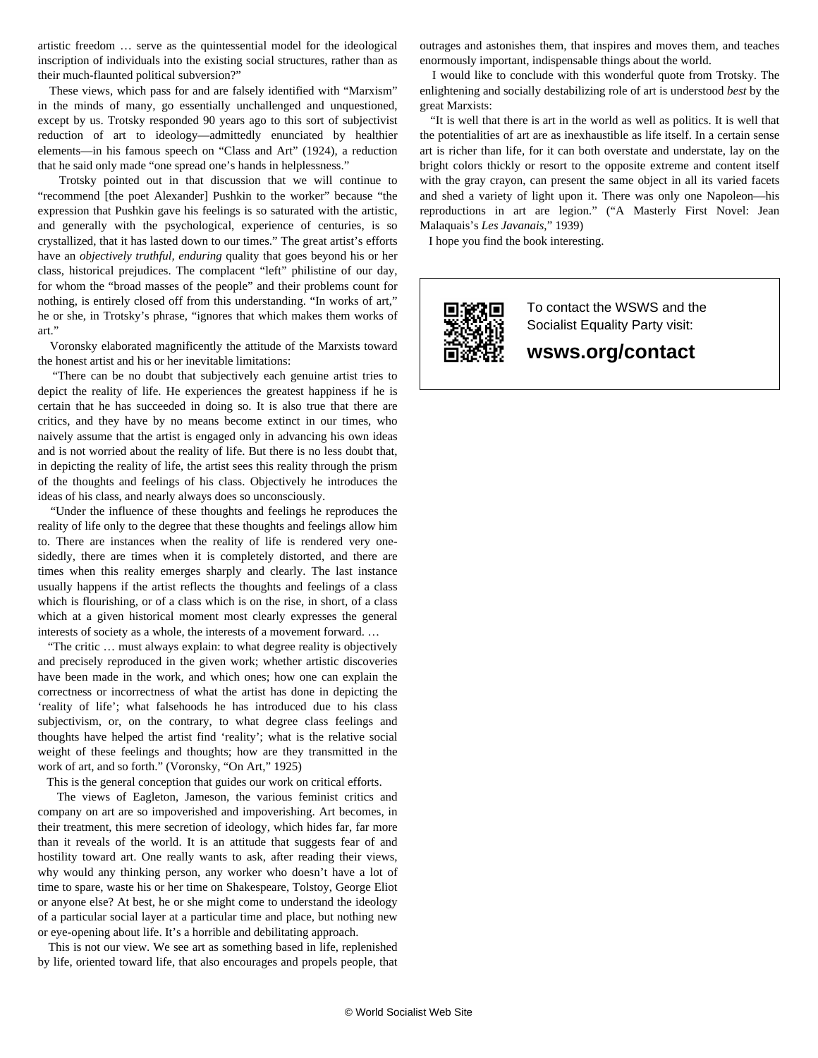artistic freedom … serve as the quintessential model for the ideological inscription of individuals into the existing social structures, rather than as their much-flaunted political subversion?"

These views, which pass for and are falsely identified with "Marxism" in the minds of many, go essentially unchallenged and unquestioned, except by us. Trotsky responded 90 years ago to this sort of subjectivist reduction of art to ideology—admittedly enunciated by healthier elements—in his famous speech on "Class and Art" (1924), a reduction that he said only made "one spread one's hands in helplessness."

Trotsky pointed out in that discussion that we will continue to "recommend [the poet Alexander] Pushkin to the worker" because "the expression that Pushkin gave his feelings is so saturated with the artistic, and generally with the psychological, experience of centuries, is so crystallized, that it has lasted down to our times." The great artist's efforts have an *objectively truthful, enduring* quality that goes beyond his or her class, historical prejudices. The complacent "left" philistine of our day, for whom the "broad masses of the people" and their problems count for nothing, is entirely closed off from this understanding. "In works of art," he or she, in Trotsky's phrase, "ignores that which makes them works of art."

Voronsky elaborated magnificently the attitude of the Marxists toward the honest artist and his or her inevitable limitations:

"There can be no doubt that subjectively each genuine artist tries to depict the reality of life. He experiences the greatest happiness if he is certain that he has succeeded in doing so. It is also true that there are critics, and they have by no means become extinct in our times, who naively assume that the artist is engaged only in advancing his own ideas and is not worried about the reality of life. But there is no less doubt that, in depicting the reality of life, the artist sees this reality through the prism of the thoughts and feelings of his class. Objectively he introduces the ideas of his class, and nearly always does so unconsciously.

"Under the influence of these thoughts and feelings he reproduces the reality of life only to the degree that these thoughts and feelings allow him to. There are instances when the reality of life is rendered very one-sidedly, there are times when it is completely distorted, and there are times when this reality emerges sharply and clearly. The last instance usually happens if the artist reflects the thoughts and feelings of a class which is flourishing, or of a class which is on the rise, in short, of a class which at a given historical moment most clearly expresses the general interests of society as a whole, the interests of a movement forward. …

"The critic … must always explain: to what degree reality is objectively and precisely reproduced in the given work; whether artistic discoveries have been made in the work, and which ones; how one can explain the correctness or incorrectness of what the artist has done in depicting the 'reality of life'; what falsehoods he has introduced due to his class subjectivism, or, on the contrary, to what degree class feelings and thoughts have helped the artist find 'reality'; what is the relative social weight of these feelings and thoughts; how are they transmitted in the work of art, and so forth." (Voronsky, "On Art," 1925)

This is the general conception that guides our work on critical efforts.

The views of Eagleton, Jameson, the various feminist critics and company on art are so impoverished and impoverishing. Art becomes, in their treatment, this mere secretion of ideology, which hides far, far more than it reveals of the world. It is an attitude that suggests fear of and hostility toward art. One really wants to ask, after reading their views, why would any thinking person, any worker who doesn't have a lot of time to spare, waste his or her time on Shakespeare, Tolstoy, George Eliot or anyone else? At best, he or she might come to understand the ideology of a particular social layer at a particular time and place, but nothing new or eye-opening about life. It's a horrible and debilitating approach.

This is not our view. We see art as something based in life, replenished by life, oriented toward life, that also encourages and propels people, that outrages and astonishes them, that inspires and moves them, and teaches enormously important, indispensable things about the world.

I would like to conclude with this wonderful quote from Trotsky. The enlightening and socially destabilizing role of art is understood *best* by the great Marxists:

"It is well that there is art in the world as well as politics. It is well that the potentialities of art are as inexhaustible as life itself. In a certain sense art is richer than life, for it can both overstate and understate, lay on the bright colors thickly or resort to the opposite extreme and content itself with the gray crayon, can present the same object in all its varied facets and shed a variety of light upon it. There was only one Napoleon—his reproductions in art are legion." ("A Masterly First Novel: Jean Malaquais's *Les Javanais*," 1939)

I hope you find the book interesting.

To contact the WSWS and the Socialist Equality Party visit:

**wsws.org/contact**